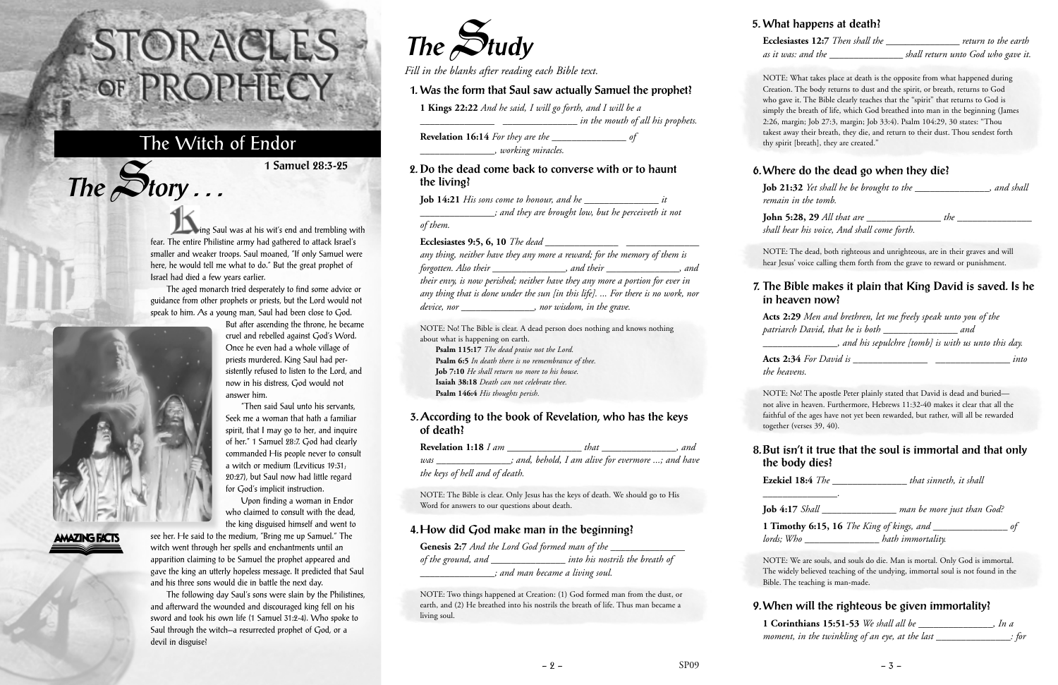# Storacles of Prophecy

## The Witch of Endor

## The Story . . .

**1 Samuel 28:3-25**

King Saul was at his wit's end and trembling with fear. The entire Philistine army had gathered to attack Israel's smaller and weaker troops. Saul moaned, "If only Samuel were here, he would tell me what to do." But the great prophet of Israel had died a few years earlier.

The aged monarch tried desperately to find some advice or guidance from other prophets or priests, but the Lord would not speak to him. As a young man, Saul had been close to God. But after ascending the throne, he became cruel and rebelled against God's Word. Once he even had a whole village of priests murdered. King Saul had persistently refused to listen to the Lord, and now in his distress, God would not answer him.

"Then said Saul unto his servants, Seek me a woman that hath a familiar spirit, that I may go to her, and inquire of her." 1 Samuel 28:7. God had clearly commanded His people never to consult a witch or medium (Leviticus 19:31; 20:27), but Saul now had little regard for God's implicit instruction.

Upon finding a woman in Endor who claimed to consult with the dead, the king disguised himself and went to see her. He said to the medium, "Bring me up Samuel." The witch went through her spells and enchantments until an apparition claiming to be Samuel the prophet appeared and gave the king an utterly hopeless message. It predicted that Saul and his three sons would die in battle the next day.

The following day Saul's sons were slain by the Philistines, and afterward the wounded and discouraged king fell on his sword and took his own life (1 Samuel 31:2-4). Who spoke to Saul through the witch—a resurrected prophet of God, or a devil in disguise?

AMAZING FACTS

## The Study

*Fill in the blanks after reading each Bible text.*

### 1. Was the form that Saul saw actually Samuel the prophet?

**1 Kings 22:22** *And he said, I will go forth, and I will be a _______________ _______________ in the mouth of all his prophets.*

**Revelation 16:14** *For they are the _______________ of _______________, working miracles.*

### 2. Do the dead come back to converse with or to haunt the living?

**Job 14:21** *His sons come to honour, and he _______________ it _______________; and they are brought low, but he perceiveth it not of them.*

**Ecclesiastes 9:5, 6, 10** *The dead _______________ _______________ any thing, neither have they any more a reward; for the memory of them is forgotten. Also their _______________, and their _______________, and their envy, is now perished; neither have they any more a portion for ever in any thing that is done under the sun [in this life]. ... For there is no work, nor device, nor _______________, nor wisdom, in the grave.*

NOTE: No! The Bible is clear. A dead person does nothing and knows nothing about what is happening on earth.
**Psalm 115:17** *The dead praise not the Lord.*
**Psalm 6:5** *In death there is no remembrance of thee.*
**Job 7:10** *He shall return no more to his house.*
**Isaiah 38:18** *Death can not celebrate thee.*
**Psalm 146:4** *His thoughts perish.*

### 3. According to the book of Revelation, who has the keys of death?

**Revelation 1:18** *I am _______________ that _______________, and was _______________; and, behold, I am alive for evermore ...; and have the keys of hell and of death.*

NOTE: The Bible is clear. Only Jesus has the keys of death. We should go to His Word for answers to our questions about death.

### 4. How did God make man in the beginning?

**Genesis 2:7** *And the Lord God formed man of the _______________ of the ground, and _______________ into his nostrils the breath of _______________; and man became a living soul.*

NOTE: Two things happened at Creation: (1) God formed man from the dust, or earth, and (2) He breathed into his nostrils the breath of life. Thus man became a living soul.

### 5. What happens at death?

**Ecclesiastes 12:7** *Then shall the _______________ return to the earth as it was: and the _______________ shall return unto God who gave it.*

NOTE: What takes place at death is the opposite from what happened during Creation. The body returns to dust and the spirit, or breath, returns to God who gave it. The Bible clearly teaches that the "spirit" that returns to God is simply the breath of life, which God breathed into man in the beginning (James 2:26, margin; Job 27:3, margin; Job 33:4). Psalm 104:29, 30 states: "Thou takest away their breath, they die, and return to their dust. Thou sendest forth thy spirit [breath], they are created."

### 6. Where do the dead go when they die?

**Job 21:32** *Yet shall he be brought to the _______________, and shall remain in the tomb.*

**John 5:28, 29** *All that are _______________ the _______________ shall hear his voice, And shall come forth.*

NOTE: The dead, both righteous and unrighteous, are in their graves and will hear Jesus' voice calling them forth from the grave to reward or punishment.

### 7. The Bible makes it plain that King David is saved. Is he in heaven now?

**Acts 2:29** *Men and brethren, let me freely speak unto you of the patriarch David, that he is both _______________ and _______________, and his sepulchre [tomb] is with us unto this day.*

**Acts 2:34** *For David is _______________ _______________ into the heavens.*

NOTE: No! The apostle Peter plainly stated that David is dead and buried—not alive in heaven. Furthermore, Hebrews 11:32-40 makes it clear that all the faithful of the ages have not yet been rewarded, but rather, will all be rewarded together (verses 39, 40).

### 8. But isn't it true that the soul is immortal and that only the body dies?

**Ezekiel 18:4** *The _______________ that sinneth, it shall _______________.*

**Job 4:17** *Shall _______________ man be more just than God?*

**1 Timothy 6:15, 16** *The King of kings, and _______________ of lords; Who _______________ hath immortality.*

NOTE: We are souls, and souls do die. Man is mortal. Only God is immortal. The widely believed teaching of the undying, immortal soul is not found in the Bible. The teaching is man-made.

### 9. When will the righteous be given immortality?

**1 Corinthians 15:51-53** *We shall all be _______________, In a moment, in the twinkling of an eye, at the last _______________: for*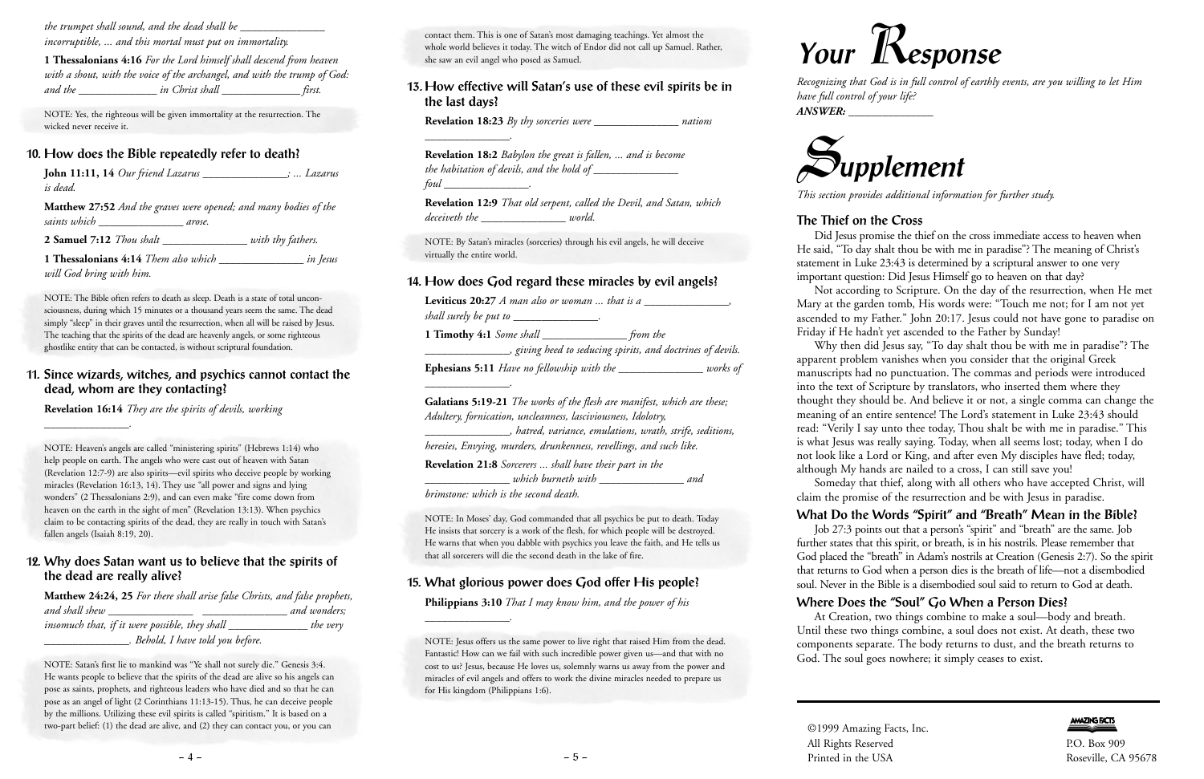*the trumpet shall sound, and the dead shall be _______________ incorruptible, ... and this mortal must put on immortality.*

**1 Thessalonians 4:16** *For the Lord himself shall descend from heaven with a shout, with the voice of the archangel, and with the trump of God: and the _______________ in Christ shall _______________ first.*

NOTE: Yes, the righteous will be given immortality at the resurrection. The wicked never receive it.

## 10. How does the Bible repeatedly refer to death?

**John 11:11, 14** *Our friend Lazarus _______________; ... Lazarus is dead.*

**Matthew 27:52** *And the graves were opened; and many bodies of the saints which _______________ arose.*

**2 Samuel 7:12** *Thou shalt _______________ with thy fathers.*

**1 Thessalonians 4:14** *Them also which _______________ in Jesus will God bring with him.*

NOTE: The Bible often refers to death as sleep. Death is a state of total unconsciousness, during which 15 minutes or a thousand years seem the same. The dead simply "sleep" in their graves until the resurrection, when all will be raised by Jesus. The teaching that the spirits of the dead are heavenly angels, or some righteous ghostlike entity that can be contacted, is without scriptural foundation.

## 11. Since wizards, witches, and psychics cannot contact the dead, whom are they contacting?

**Revelation 16:14** *They are the spirits of devils, working _______________.*

NOTE: Heaven's angels are called "ministering spirits" (Hebrews 1:14) who help people on earth. The angels who were cast out of heaven with Satan (Revelation 12:7-9) are also spirits—evil spirits who deceive people by working miracles (Revelation 16:13, 14). They use "all power and signs and lying wonders" (2 Thessalonians 2:9), and can even make "fire come down from heaven on the earth in the sight of men" (Revelation 13:13). When psychics claim to be contacting spirits of the dead, they are really in touch with Satan's fallen angels (Isaiah 8:19, 20).

## 12. Why does Satan want us to believe that the spirits of the dead are really alive?

**Matthew 24:24, 25** *For there shall arise false Christs, and false prophets, and shall shew _______________ _______________ and wonders; insomuch that, if it were possible, they shall _______________ the very _______________. Behold, I have told you before.*

NOTE: Satan's first lie to mankind was "Ye shall not surely die." Genesis 3:4. He wants people to believe that the spirits of the dead are alive so his angels can pose as saints, prophets, and righteous leaders who have died and so that he can pose as an angel of light (2 Corinthians 11:13-15). Thus, he can deceive people by the millions. Utilizing these evil spirits is called "spiritism." It is based on a two-part belief: (1) the dead are alive, and (2) they can contact you, or you can contact them. This is one of Satan's most damaging teachings. Yet almost the whole world believes it today. The witch of Endor did not call up Samuel. Rather, she saw an evil angel who posed as Samuel.

## 13. How effective will Satan's use of these evil spirits be in the last days?

**Revelation 18:23** *By thy sorceries were _______________ nations _______________.*

**Revelation 18:2** *Babylon the great is fallen, ... and is become the habitation of devils, and the hold of _______________ foul _______________.*

**Revelation 12:9** *That old serpent, called the Devil, and Satan, which deceiveth the _______________ world.*

NOTE: By Satan's miracles (sorceries) through his evil angels, he will deceive virtually the entire world.

## 14. How does God regard these miracles by evil angels?

**Leviticus 20:27** *A man also or woman ... that is a _______________, shall surely be put to _______________.*

**1 Timothy 4:1** *Some shall _______________ from the _______________, giving heed to seducing spirits, and doctrines of devils.*

**Ephesians 5:11** *Have no fellowship with the _______________ works of _______________.*

**Galatians 5:19-21** *The works of the flesh are manifest, which are these; Adultery, fornication, uncleanness, lasciviousness, Idolotry, _______________, hatred, variance, emulations, wrath, strife, seditions, heresies, Envying, murders, drunkenness, revellings, and such like.*

**Revelation 21:8** *Sorcerers ... shall have their part in the _______________ which burneth with _______________ and brimstone: which is the second death.*

NOTE: In Moses' day, God commanded that all psychics be put to death. Today He insists that sorcery is a work of the flesh, for which people will be destroyed. He warns that when you dabble with psychics you leave the faith, and He tells us that all sorcerers will die the second death in the lake of fire.

## 15. What glorious power does God offer His people?

**Philippians 3:10** *That I may know him, and the power of his _______________.*

NOTE: Jesus offers us the same power to live right that raised Him from the dead. Fantastic! How can we fail with such incredible power given us—and that with no cost to us? Jesus, because He loves us, solemnly warns us away from the power and miracles of evil angels and offers to work the divine miracles needed to prepare us for His kingdom (Philippians 1:6).

# Your Response

*Recognizing that God is in full control of earthly events, are you willing to let Him have full control of your life?*
***ANSWER:*** _______________

# Supplement

*This section provides additional information for further study.*

## The Thief on the Cross

Did Jesus promise the thief on the cross immediate access to heaven when He said, "To day shalt thou be with me in paradise"? The meaning of Christ's statement in Luke 23:43 is determined by a scriptural answer to one very important question: Did Jesus Himself go to heaven on that day?

Not according to Scripture. On the day of the resurrection, when He met Mary at the garden tomb, His words were: "Touch me not; for I am not yet ascended to my Father." John 20:17. Jesus could not have gone to paradise on Friday if He hadn't yet ascended to the Father by Sunday!

Why then did Jesus say, "To day shalt thou be with me in paradise"? The apparent problem vanishes when you consider that the original Greek manuscripts had no punctuation. The commas and periods were introduced into the text of Scripture by translators, who inserted them where they thought they should be. And believe it or not, a single comma can change the meaning of an entire sentence! The Lord's statement in Luke 23:43 should read: "Verily I say unto thee today, Thou shalt be with me in paradise." This is what Jesus was really saying. Today, when all seems lost; today, when I do not look like a Lord or King, and after even My disciples have fled; today, although My hands are nailed to a cross, I can still save you!

Someday that thief, along with all others who have accepted Christ, will claim the promise of the resurrection and be with Jesus in paradise.

## What Do the Words "Spirit" and "Breath" Mean in the Bible?

Job 27:3 points out that a person's "spirit" and "breath" are the same. Job further states that this spirit, or breath, is in his nostrils. Please remember that God placed the "breath" in Adam's nostrils at Creation (Genesis 2:7). So the spirit that returns to God when a person dies is the breath of life—not a disembodied soul. Never in the Bible is a disembodied soul said to return to God at death.

## Where Does the "Soul" Go When a Person Dies?

At Creation, two things combine to make a soul—body and breath. Until these two things combine, a soul does not exist. At death, these two components separate. The body returns to dust, and the breath returns to God. The soul goes nowhere; it simply ceases to exist.

©1999 Amazing Facts, Inc.
All Rights Reserved
Printed in the USA

AMAZING FACTS
P.O. Box 909
Roseville, CA 95678